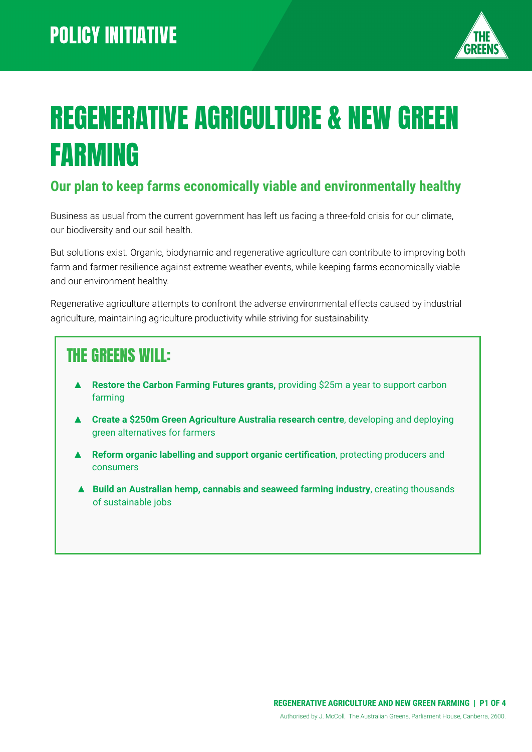POLICY INITIATIVE

# REGENERATIVE AGRICULTURE & NEW GREEN FARMING

## Our plan to keep farms economically viable and environmentally healthy

Business as usual from the current government has left us facing a three-fold crisis for our climate, our biodiversity and our soil health.

But solutions exist. Organic, biodynamic and regenerative agriculture can contribute to improving both farm and farmer resilience against extreme weather events, while keeping farms economically viable and our environment healthy.

Regenerative agriculture attempts to confront the adverse environmental effects caused by industrial agriculture, maintaining agriculture productivity while striving for sustainability.

### THE GREENS WILL:

- **Restore the Carbon Farming Futures grants,** providing $25m a year to support carbon farming
- **Create a $250m Green Agriculture Australia research centre**, developing and deploying green alternatives for farmers
- **Reform organic labelling and support organic certification**, protecting producers and consumers
- **Build an Australian hemp, cannabis and seaweed farming industry**, creating thousands of sustainable jobs

Authorised by J. McColl, The Australian Greens, Parliament House, Canberra, 2600.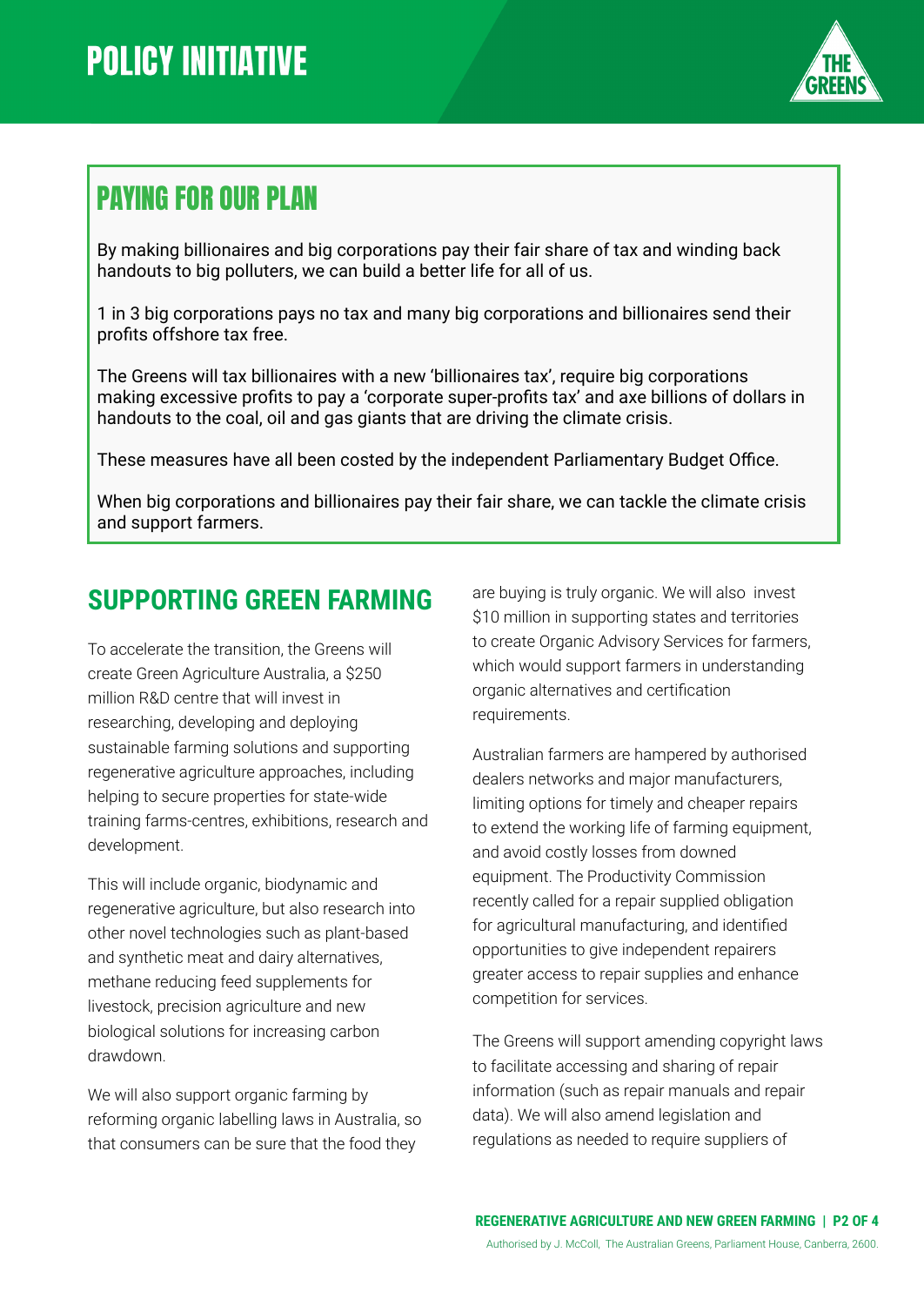# POLICY INITIATIVE

## PAYING FOR OUR PLAN

By making billionaires and big corporations pay their fair share of tax and winding back handouts to big polluters, we can build a better life for all of us.

1 in 3 big corporations pays no tax and many big corporations and billionaires send their profits offshore tax free.

The Greens will tax billionaires with a new 'billionaires tax', require big corporations making excessive profits to pay a 'corporate super-profits tax' and axe billions of dollars in handouts to the coal, oil and gas giants that are driving the climate crisis.

These measures have all been costed by the independent Parliamentary Budget Office.

When big corporations and billionaires pay their fair share, we can tackle the climate crisis and support farmers.

## SUPPORTING GREEN FARMING

To accelerate the transition, the Greens will create Green Agriculture Australia, a $250 million R&D centre that will invest in researching, developing and deploying sustainable farming solutions and supporting regenerative agriculture approaches, including helping to secure properties for state-wide training farms-centres, exhibitions, research and development.

This will include organic, biodynamic and regenerative agriculture, but also research into other novel technologies such as plant-based and synthetic meat and dairy alternatives, methane reducing feed supplements for livestock, precision agriculture and new biological solutions for increasing carbon drawdown.

We will also support organic farming by reforming organic labelling laws in Australia, so that consumers can be sure that the food they are buying is truly organic. We will also invest $10 million in supporting states and territories to create Organic Advisory Services for farmers, which would support farmers in understanding organic alternatives and certification requirements.

Australian farmers are hampered by authorised dealers networks and major manufacturers, limiting options for timely and cheaper repairs to extend the working life of farming equipment, and avoid costly losses from downed equipment. The Productivity Commission recently called for a repair supplied obligation for agricultural manufacturing, and identified opportunities to give independent repairers greater access to repair supplies and enhance competition for services.

The Greens will support amending copyright laws to facilitate accessing and sharing of repair information (such as repair manuals and repair data). We will also amend legislation and regulations as needed to require suppliers of

Authorised by J. McColl, The Australian Greens, Parliament House, Canberra, 2600.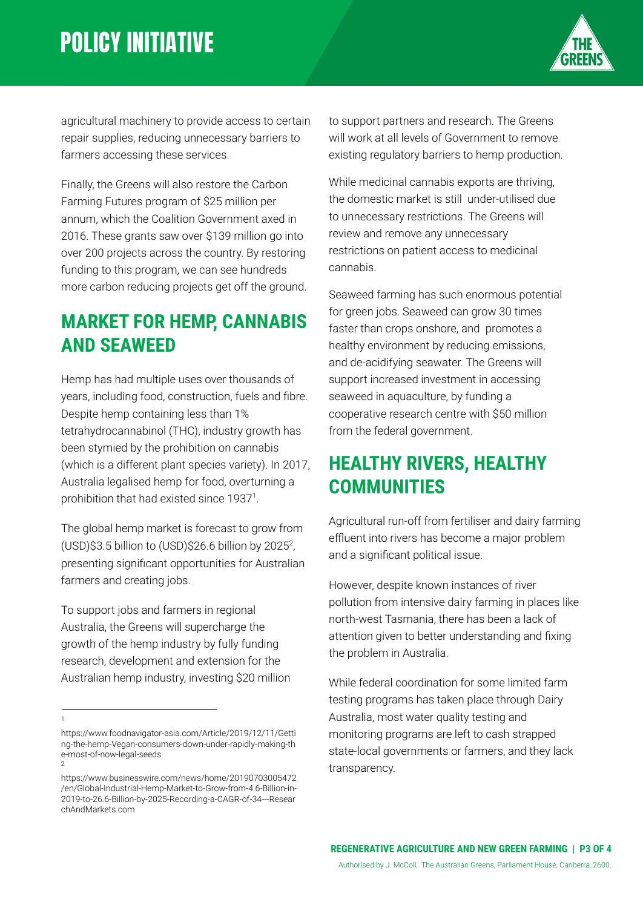agricultural machinery to provide access to certain repair supplies, reducing unnecessary barriers to farmers accessing these services.

Finally, the Greens will also restore the Carbon Farming Futures program of $25 million per annum, which the Coalition Government axed in 2016. These grants saw over $139 million go into over 200 projects across the country. By restoring funding to this program, we can see hundreds more carbon reducing projects get off the ground.

## MARKET FOR HEMP, CANNABIS AND SEAWEED

Hemp has had multiple uses over thousands of years, including food, construction, fuels and fibre. Despite hemp containing less than 1% tetrahydrocannabinol (THC), industry growth has been stymied by the prohibition on cannabis (which is a different plant species variety). In 2017, Australia legalised hemp for food, overturning a prohibition that had existed since 1937[1].

The global hemp market is forecast to grow from (USD)$3.5 billion to (USD)$26.6 billion by 2025[2], presenting significant opportunities for Australian farmers and creating jobs.

To support jobs and farmers in regional Australia, the Greens will supercharge the growth of the hemp industry by fully funding research, development and extension for the Australian hemp industry, investing $20 million to support partners and research. The Greens will work at all levels of Government to remove existing regulatory barriers to hemp production.

While medicinal cannabis exports are thriving, the domestic market is still under-utilised due to unnecessary restrictions. The Greens will review and remove any unnecessary restrictions on patient access to medicinal cannabis.

Seaweed farming has such enormous potential for green jobs. Seaweed can grow 30 times faster than crops onshore, and promotes a healthy environment by reducing emissions, and de-acidifying seawater. The Greens will support increased investment in accessing seaweed in aquaculture, by funding a cooperative research centre with $50 million from the federal government.

## HEALTHY RIVERS, HEALTHY COMMUNITIES

Agricultural run-off from fertiliser and dairy farming effluent into rivers has become a major problem and a significant political issue.

However, despite known instances of river pollution from intensive dairy farming in places like north-west Tasmania, there has been a lack of attention given to better understanding and fixing the problem in Australia.

While federal coordination for some limited farm testing programs has taken place through Dairy Australia, most water quality testing and monitoring programs are left to cash strapped state-local governments or farmers, and they lack transparency.

---

[1] https://www.foodnavigator-asia.com/Article/2019/12/11/Getting-the-hemp-Vegan-consumers-down-under-rapidly-making-the-most-of-now-legal-seeds

[2] https://www.businesswire.com/news/home/20190703005472/en/Global-Industrial-Hemp-Market-to-Grow-from-4.6-Billion-in-2019-to-26.6-Billion-by-2025-Recording-a-CAGR-of-34---ResearchAndMarkets.com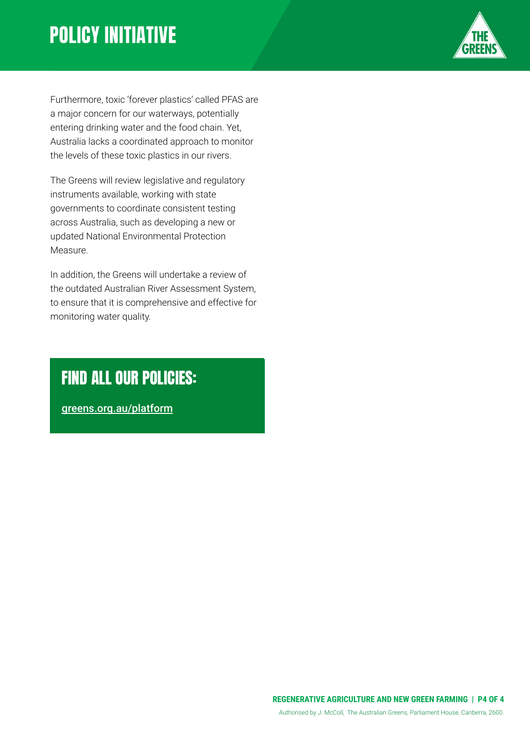# POLICY INITIATIVE

Furthermore, toxic 'forever plastics' called PFAS are a major concern for our waterways, potentially entering drinking water and the food chain. Yet, Australia lacks a coordinated approach to monitor the levels of these toxic plastics in our rivers.

The Greens will review legislative and regulatory instruments available, working with state governments to coordinate consistent testing across Australia, such as developing a new or updated National Environmental Protection Measure.

In addition, the Greens will undertake a review of the outdated Australian River Assessment System, to ensure that it is comprehensive and effective for monitoring water quality.

## FIND ALL OUR POLICIES:

greens.org.au/platform

Authorised by J. McColl, The Australian Greens, Parliament House, Canberra, 2600.